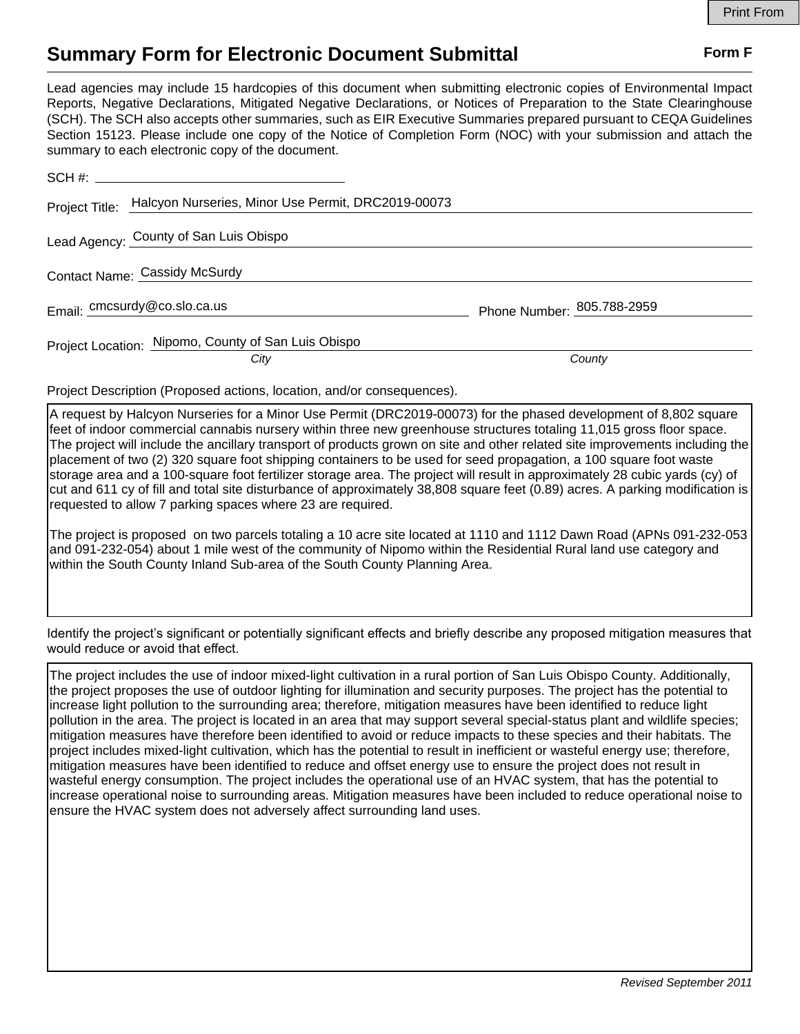Print From

# Summary Form for Electronic Document Submittal

**Form F**

Lead agencies may include 15 hardcopies of this document when submitting electronic copies of Environmental Impact Reports, Negative Declarations, Mitigated Negative Declarations, or Notices of Preparation to the State Clearinghouse (SCH). The SCH also accepts other summaries, such as EIR Executive Summaries prepared pursuant to CEQA Guidelines Section 15123. Please include one copy of the Notice of Completion Form (NOC) with your submission and attach the summary to each electronic copy of the document.

SCH #: ______________________

Project Title: Halcyon Nurseries, Minor Use Permit, DRC2019-00073

Lead Agency: County of San Luis Obispo

Contact Name: Cassidy McSurdy

Email: cmcsurdy@co.slo.ca.us    Phone Number: 805.788-2959

Project Location: Nipomo, County of San Luis Obispo
*City*    *County*

Project Description (Proposed actions, location, and/or consequences).

A request by Halcyon Nurseries for a Minor Use Permit (DRC2019-00073) for the phased development of 8,802 square feet of indoor commercial cannabis nursery within three new greenhouse structures totaling 11,015 gross floor space. The project will include the ancillary transport of products grown on site and other related site improvements including the placement of two (2) 320 square foot shipping containers to be used for seed propagation, a 100 square foot waste storage area and a 100-square foot fertilizer storage area. The project will result in approximately 28 cubic yards (cy) of cut and 611 cy of fill and total site disturbance of approximately 38,808 square feet (0.89) acres. A parking modification is requested to allow 7 parking spaces where 23 are required.

The project is proposed on two parcels totaling a 10 acre site located at 1110 and 1112 Dawn Road (APNs 091-232-053 and 091-232-054) about 1 mile west of the community of Nipomo within the Residential Rural land use category and within the South County Inland Sub-area of the South County Planning Area.

Identify the project's significant or potentially significant effects and briefly describe any proposed mitigation measures that would reduce or avoid that effect.

The project includes the use of indoor mixed-light cultivation in a rural portion of San Luis Obispo County. Additionally, the project proposes the use of outdoor lighting for illumination and security purposes. The project has the potential to increase light pollution to the surrounding area; therefore, mitigation measures have been identified to reduce light pollution in the area. The project is located in an area that may support several special-status plant and wildlife species; mitigation measures have therefore been identified to avoid or reduce impacts to these species and their habitats. The project includes mixed-light cultivation, which has the potential to result in inefficient or wasteful energy use; therefore, mitigation measures have been identified to reduce and offset energy use to ensure the project does not result in wasteful energy consumption. The project includes the operational use of an HVAC system, that has the potential to increase operational noise to surrounding areas. Mitigation measures have been included to reduce operational noise to ensure the HVAC system does not adversely affect surrounding land uses.

*Revised September 2011*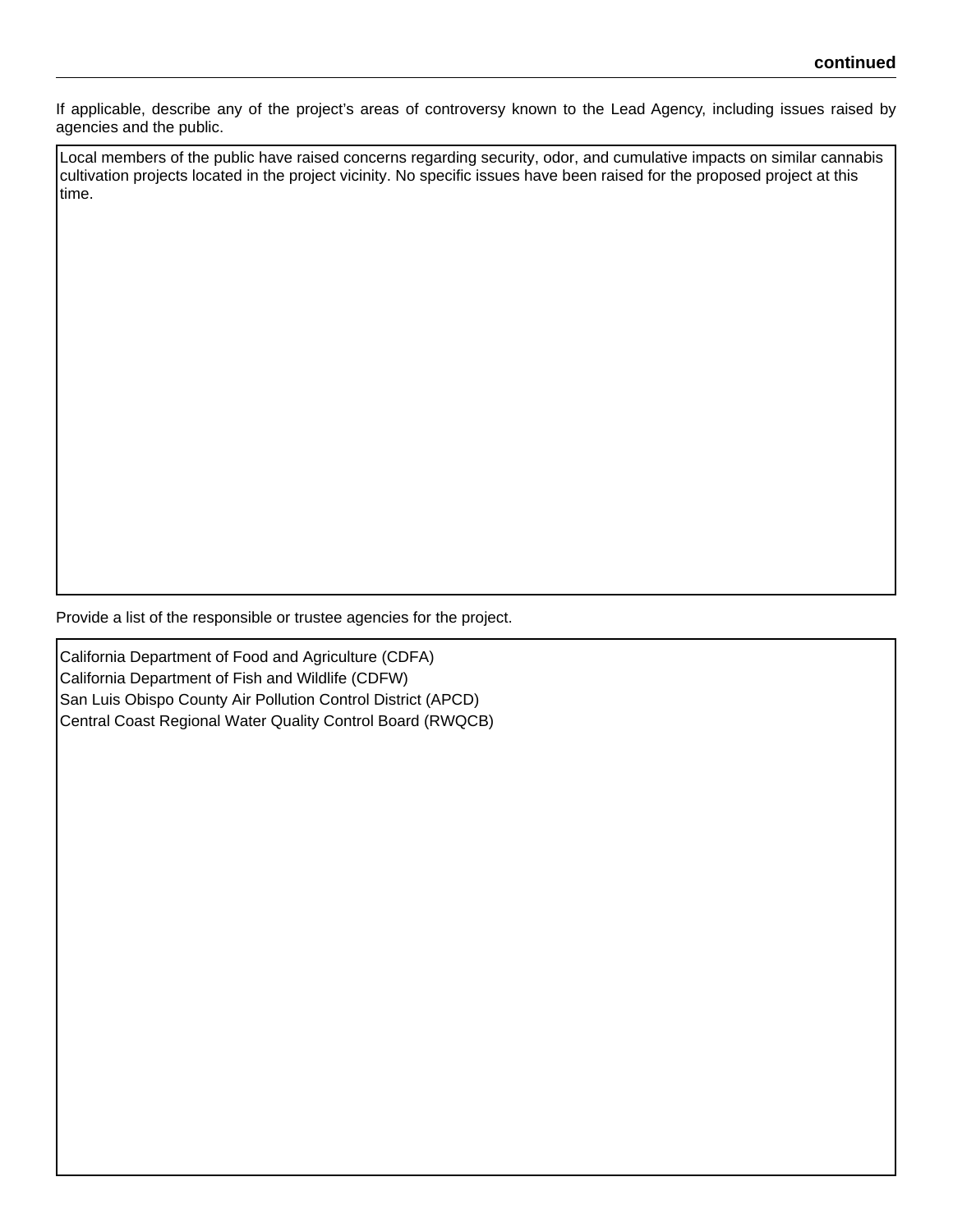**continued**

If applicable, describe any of the project's areas of controversy known to the Lead Agency, including issues raised by agencies and the public.

Local members of the public have raised concerns regarding security, odor, and cumulative impacts on similar cannabis cultivation projects located in the project vicinity. No specific issues have been raised for the proposed project at this time.

Provide a list of the responsible or trustee agencies for the project.

California Department of Food and Agriculture (CDFA)
California Department of Fish and Wildlife (CDFW)
San Luis Obispo County Air Pollution Control District (APCD)
Central Coast Regional Water Quality Control Board (RWQCB)